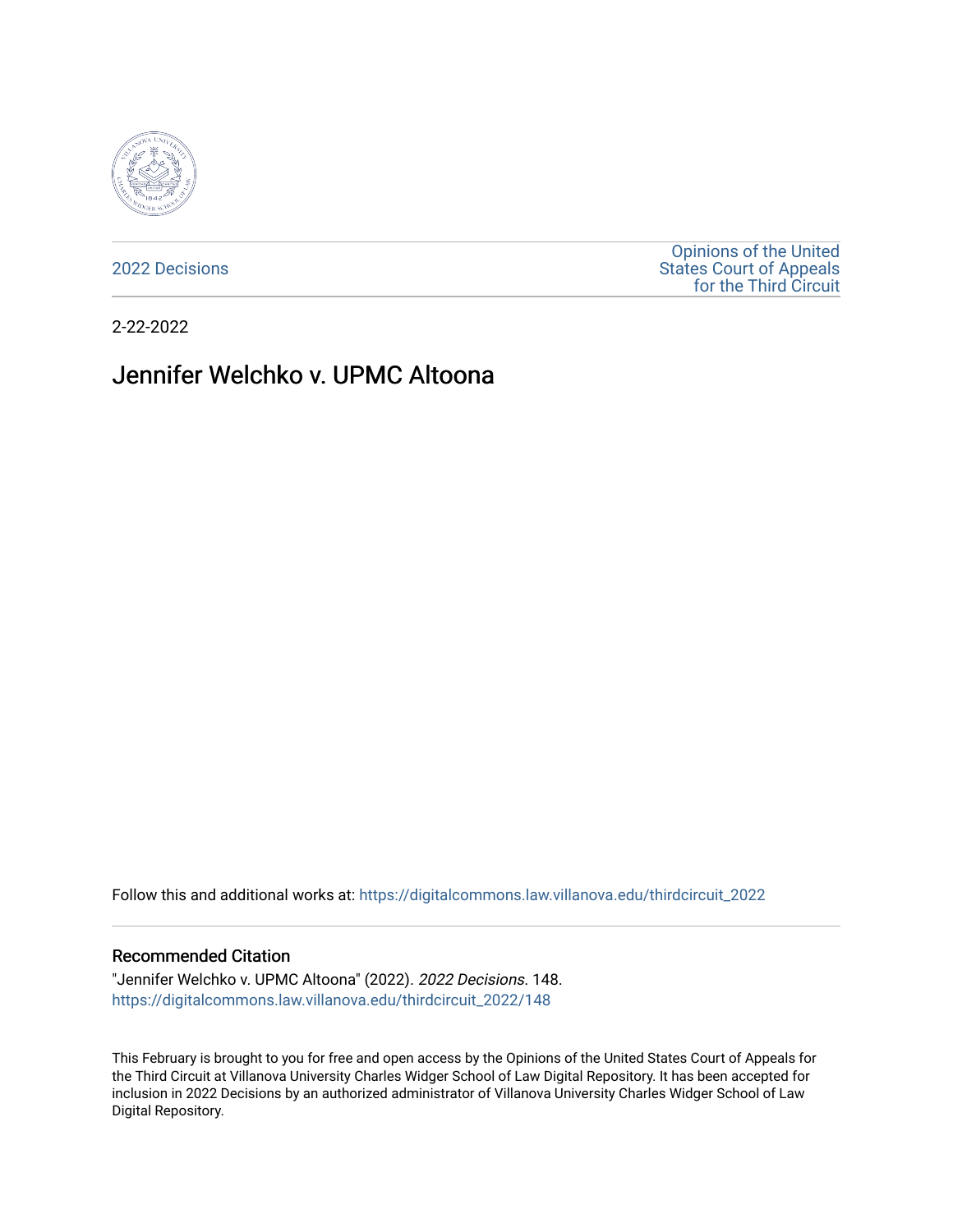2022 Decisions

Opinions of the United States Court of Appeals for the Third Circuit

2-22-2022

# Jennifer Welchko v. UPMC Altoona

Follow this and additional works at: https://digitalcommons.law.villanova.edu/thirdcircuit_2022

## Recommended Citation

"Jennifer Welchko v. UPMC Altoona" (2022). *2022 Decisions*. 148.
https://digitalcommons.law.villanova.edu/thirdcircuit_2022/148

This February is brought to you for free and open access by the Opinions of the United States Court of Appeals for the Third Circuit at Villanova University Charles Widger School of Law Digital Repository. It has been accepted for inclusion in 2022 Decisions by an authorized administrator of Villanova University Charles Widger School of Law Digital Repository.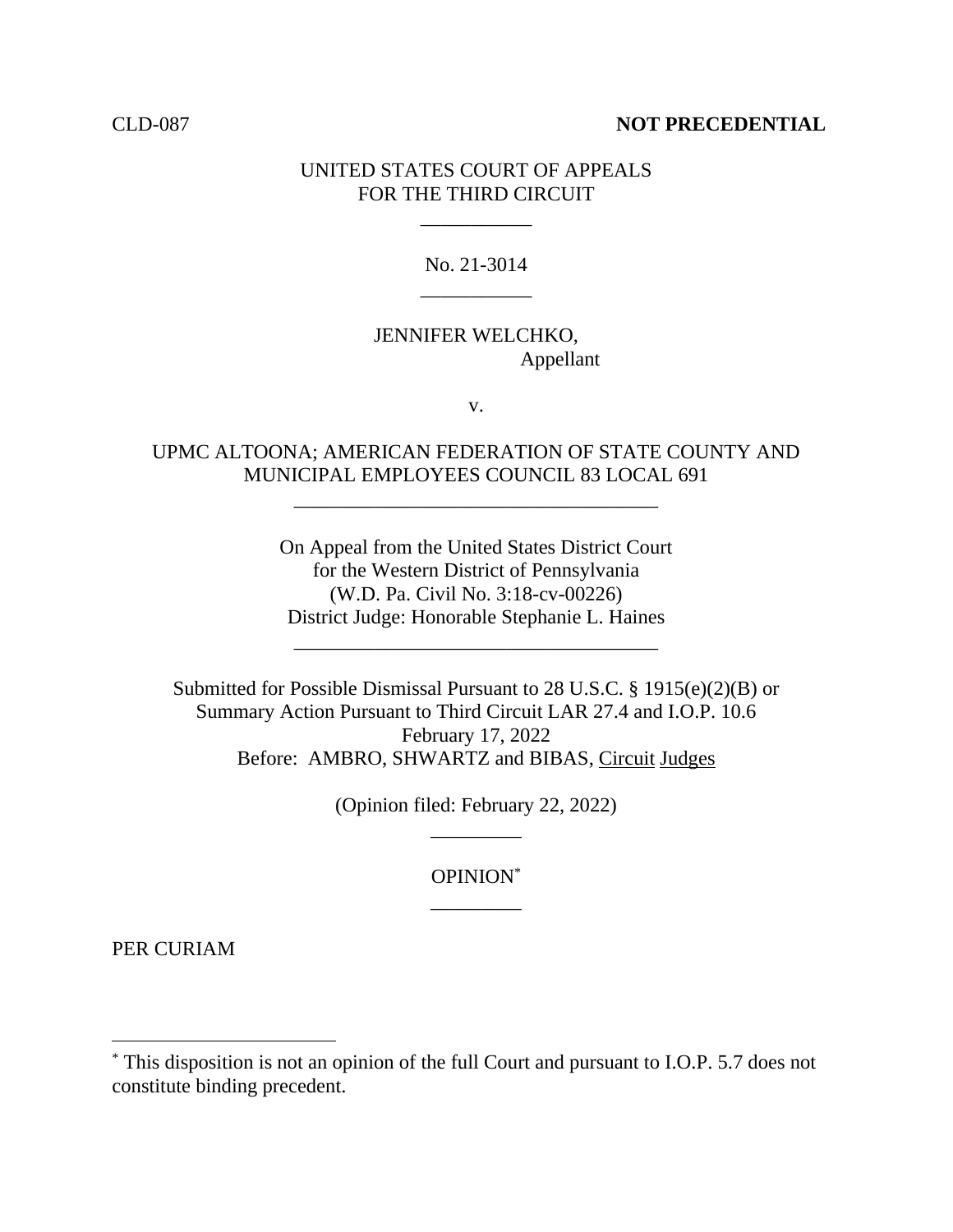CLD-087 **NOT PRECEDENTIAL**

UNITED STATES COURT OF APPEALS
FOR THE THIRD CIRCUIT

\_\_\_\_\_\_\_\_\_\_\_

No. 21-3014

\_\_\_\_\_\_\_\_\_\_\_

JENNIFER WELCHKO,
Appellant

v.

UPMC ALTOONA; AMERICAN FEDERATION OF STATE COUNTY AND MUNICIPAL EMPLOYEES COUNCIL 83 LOCAL 691

\_\_\_\_\_\_\_\_\_\_\_\_\_\_\_\_\_\_\_\_\_\_\_\_\_\_\_\_\_\_\_\_\_\_\_\_

On Appeal from the United States District Court
for the Western District of Pennsylvania
(W.D. Pa. Civil No. 3:18-cv-00226)
District Judge: Honorable Stephanie L. Haines

\_\_\_\_\_\_\_\_\_\_\_\_\_\_\_\_\_\_\_\_\_\_\_\_\_\_\_\_\_\_\_\_\_\_\_\_

Submitted for Possible Dismissal Pursuant to 28 U.S.C. § 1915(e)(2)(B) or
Summary Action Pursuant to Third Circuit LAR 27.4 and I.O.P. 10.6
February 17, 2022
Before: AMBRO, SHWARTZ and BIBAS, Circuit Judges

(Opinion filed: February 22, 2022)

\_\_\_\_\_\_\_\_\_

OPINION*

\_\_\_\_\_\_\_\_\_

PER CURIAM

---

\* This disposition is not an opinion of the full Court and pursuant to I.O.P. 5.7 does not constitute binding precedent.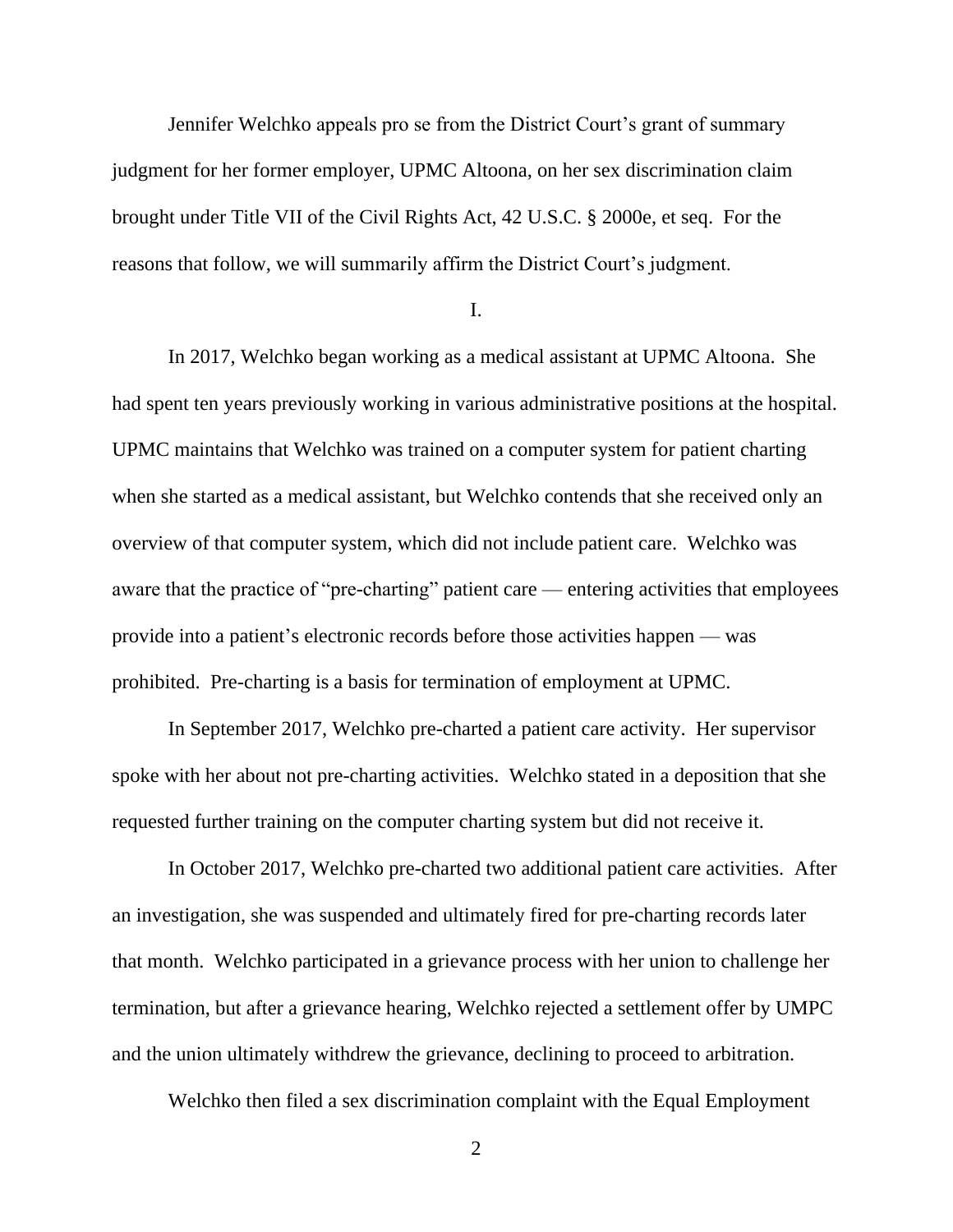Jennifer Welchko appeals pro se from the District Court's grant of summary judgment for her former employer, UPMC Altoona, on her sex discrimination claim brought under Title VII of the Civil Rights Act, 42 U.S.C. § 2000e, et seq. For the reasons that follow, we will summarily affirm the District Court's judgment.

I.

In 2017, Welchko began working as a medical assistant at UPMC Altoona. She had spent ten years previously working in various administrative positions at the hospital. UPMC maintains that Welchko was trained on a computer system for patient charting when she started as a medical assistant, but Welchko contends that she received only an overview of that computer system, which did not include patient care. Welchko was aware that the practice of "pre-charting" patient care — entering activities that employees provide into a patient's electronic records before those activities happen — was prohibited. Pre-charting is a basis for termination of employment at UPMC.

In September 2017, Welchko pre-charted a patient care activity. Her supervisor spoke with her about not pre-charting activities. Welchko stated in a deposition that she requested further training on the computer charting system but did not receive it.

In October 2017, Welchko pre-charted two additional patient care activities. After an investigation, she was suspended and ultimately fired for pre-charting records later that month. Welchko participated in a grievance process with her union to challenge her termination, but after a grievance hearing, Welchko rejected a settlement offer by UMPC and the union ultimately withdrew the grievance, declining to proceed to arbitration.

Welchko then filed a sex discrimination complaint with the Equal Employment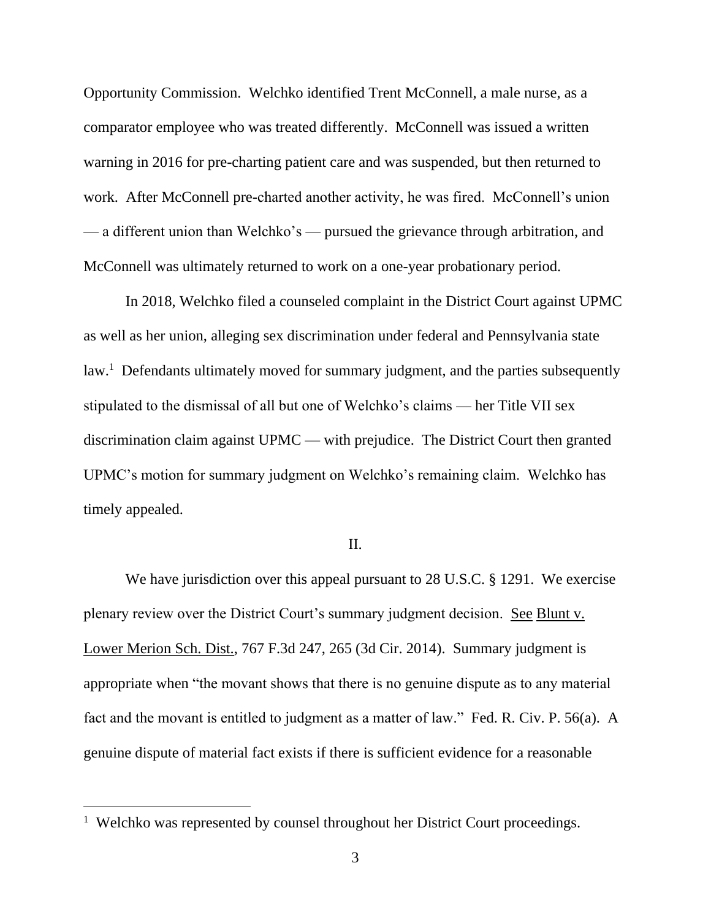Opportunity Commission. Welchko identified Trent McConnell, a male nurse, as a comparator employee who was treated differently. McConnell was issued a written warning in 2016 for pre-charting patient care and was suspended, but then returned to work. After McConnell pre-charted another activity, he was fired. McConnell's union — a different union than Welchko's — pursued the grievance through arbitration, and McConnell was ultimately returned to work on a one-year probationary period.

In 2018, Welchko filed a counseled complaint in the District Court against UPMC as well as her union, alleging sex discrimination under federal and Pennsylvania state law.[1] Defendants ultimately moved for summary judgment, and the parties subsequently stipulated to the dismissal of all but one of Welchko's claims — her Title VII sex discrimination claim against UPMC — with prejudice. The District Court then granted UPMC's motion for summary judgment on Welchko's remaining claim. Welchko has timely appealed.

## II.

We have jurisdiction over this appeal pursuant to 28 U.S.C. § 1291. We exercise plenary review over the District Court's summary judgment decision. See Blunt v. Lower Merion Sch. Dist., 767 F.3d 247, 265 (3d Cir. 2014). Summary judgment is appropriate when "the movant shows that there is no genuine dispute as to any material fact and the movant is entitled to judgment as a matter of law." Fed. R. Civ. P. 56(a). A genuine dispute of material fact exists if there is sufficient evidence for a reasonable

---

[1] Welchko was represented by counsel throughout her District Court proceedings.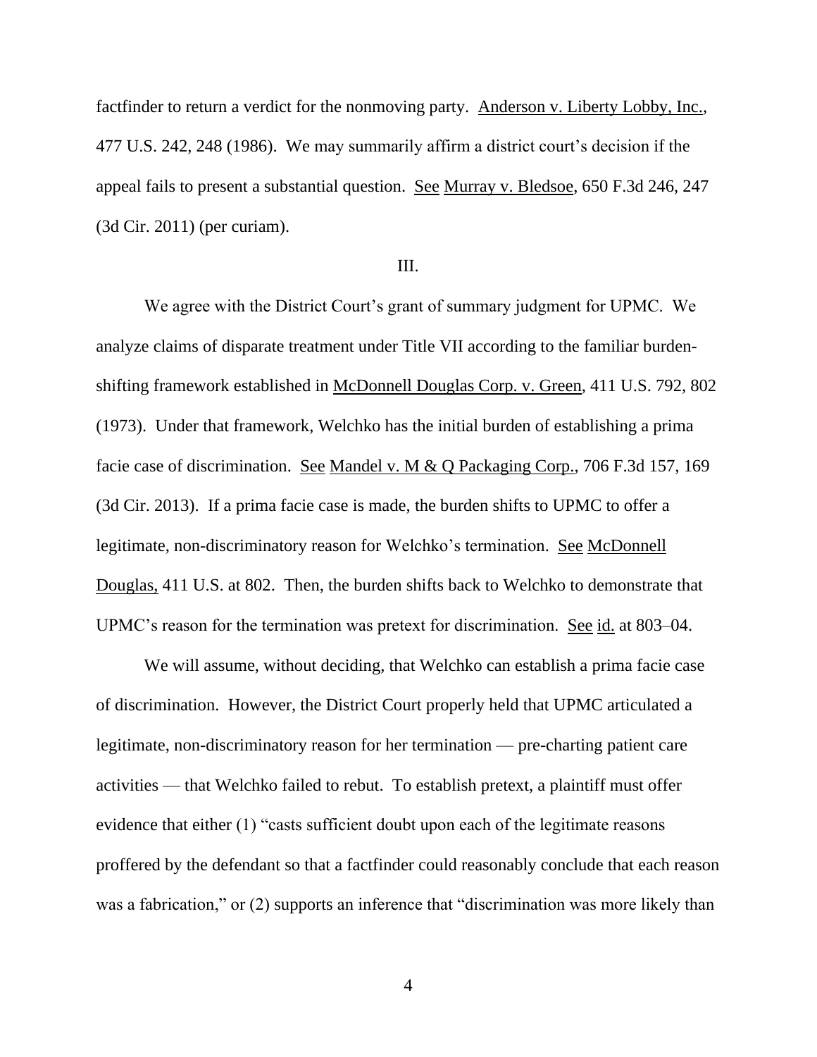factfinder to return a verdict for the nonmoving party. Anderson v. Liberty Lobby, Inc., 477 U.S. 242, 248 (1986). We may summarily affirm a district court's decision if the appeal fails to present a substantial question. See Murray v. Bledsoe, 650 F.3d 246, 247 (3d Cir. 2011) (per curiam).

III.

We agree with the District Court's grant of summary judgment for UPMC. We analyze claims of disparate treatment under Title VII according to the familiar burden-shifting framework established in McDonnell Douglas Corp. v. Green, 411 U.S. 792, 802 (1973). Under that framework, Welchko has the initial burden of establishing a prima facie case of discrimination. See Mandel v. M & Q Packaging Corp., 706 F.3d 157, 169 (3d Cir. 2013). If a prima facie case is made, the burden shifts to UPMC to offer a legitimate, non-discriminatory reason for Welchko's termination. See McDonnell Douglas, 411 U.S. at 802. Then, the burden shifts back to Welchko to demonstrate that UPMC's reason for the termination was pretext for discrimination. See id. at 803–04.

We will assume, without deciding, that Welchko can establish a prima facie case of discrimination. However, the District Court properly held that UPMC articulated a legitimate, non-discriminatory reason for her termination — pre-charting patient care activities — that Welchko failed to rebut. To establish pretext, a plaintiff must offer evidence that either (1) "casts sufficient doubt upon each of the legitimate reasons proffered by the defendant so that a factfinder could reasonably conclude that each reason was a fabrication," or (2) supports an inference that "discrimination was more likely than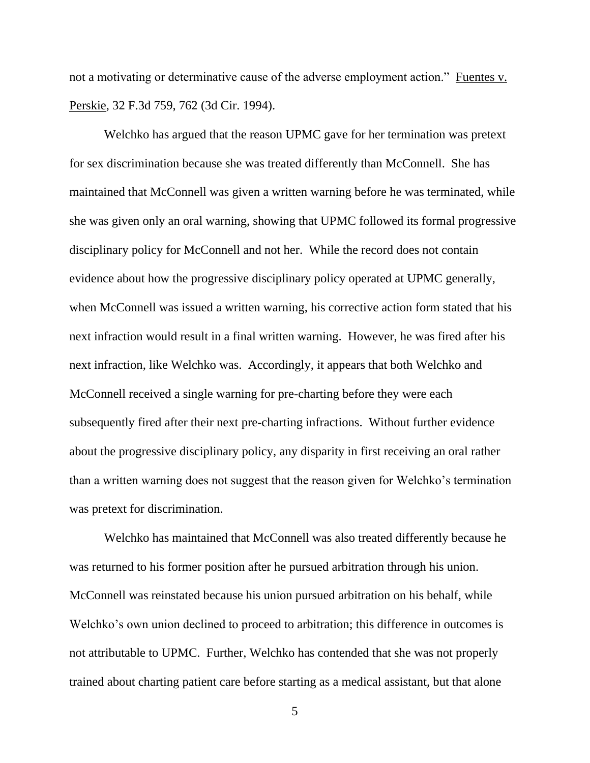not a motivating or determinative cause of the adverse employment action." Fuentes v. Perskie, 32 F.3d 759, 762 (3d Cir. 1994).

Welchko has argued that the reason UPMC gave for her termination was pretext for sex discrimination because she was treated differently than McConnell. She has maintained that McConnell was given a written warning before he was terminated, while she was given only an oral warning, showing that UPMC followed its formal progressive disciplinary policy for McConnell and not her. While the record does not contain evidence about how the progressive disciplinary policy operated at UPMC generally, when McConnell was issued a written warning, his corrective action form stated that his next infraction would result in a final written warning. However, he was fired after his next infraction, like Welchko was. Accordingly, it appears that both Welchko and McConnell received a single warning for pre-charting before they were each subsequently fired after their next pre-charting infractions. Without further evidence about the progressive disciplinary policy, any disparity in first receiving an oral rather than a written warning does not suggest that the reason given for Welchko's termination was pretext for discrimination.

Welchko has maintained that McConnell was also treated differently because he was returned to his former position after he pursued arbitration through his union. McConnell was reinstated because his union pursued arbitration on his behalf, while Welchko's own union declined to proceed to arbitration; this difference in outcomes is not attributable to UPMC. Further, Welchko has contended that she was not properly trained about charting patient care before starting as a medical assistant, but that alone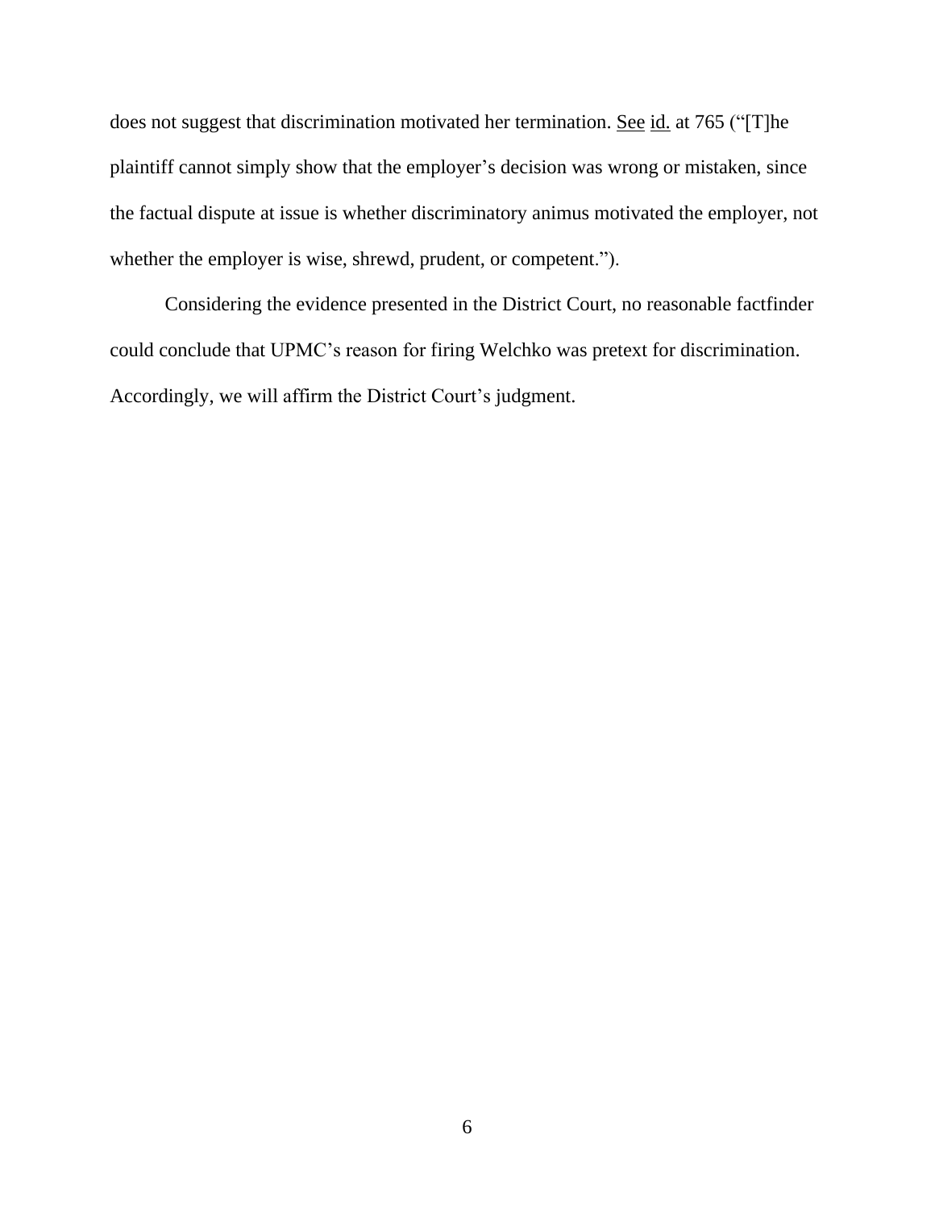does not suggest that discrimination motivated her termination. See id. at 765 ("[T]he plaintiff cannot simply show that the employer's decision was wrong or mistaken, since the factual dispute at issue is whether discriminatory animus motivated the employer, not whether the employer is wise, shrewd, prudent, or competent.").

Considering the evidence presented in the District Court, no reasonable factfinder could conclude that UPMC's reason for firing Welchko was pretext for discrimination. Accordingly, we will affirm the District Court's judgment.